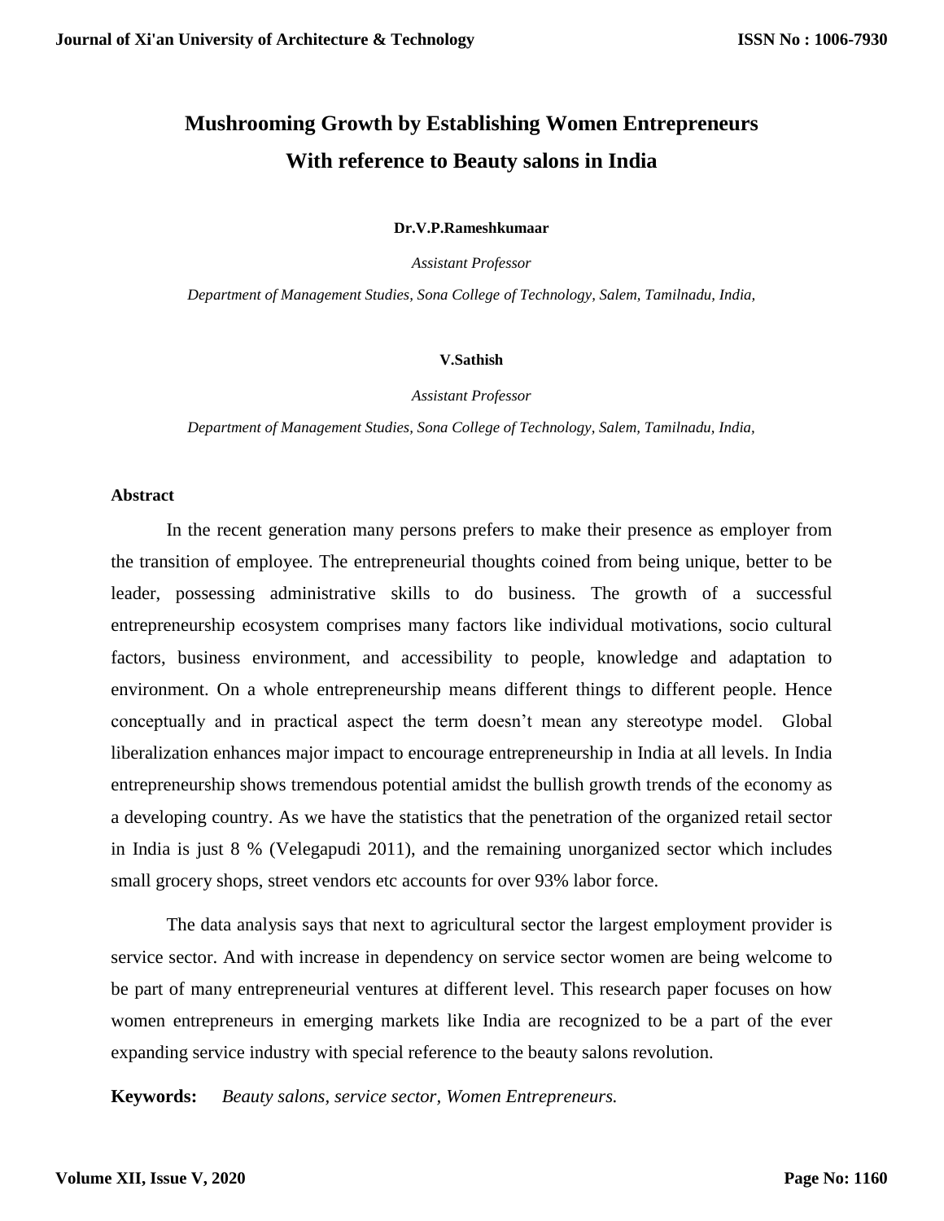# Mushrooming Growth by Establishing Women Entrepreneurs With reference to Beauty salons in India

**Dr.V.P.Rameshkumaar**

*Assistant Professor*

*Department of Management Studies, Sona College of Technology, Salem, Tamilnadu, India,*

**V.Sathish**

*Assistant Professor*

*Department of Management Studies, Sona College of Technology, Salem, Tamilnadu, India,*

## Abstract

In the recent generation many persons prefers to make their presence as employer from the transition of employee. The entrepreneurial thoughts coined from being unique, better to be leader, possessing administrative skills to do business. The growth of a successful entrepreneurship ecosystem comprises many factors like individual motivations, socio cultural factors, business environment, and accessibility to people, knowledge and adaptation to environment. On a whole entrepreneurship means different things to different people. Hence conceptually and in practical aspect the term doesn't mean any stereotype model. Global liberalization enhances major impact to encourage entrepreneurship in India at all levels. In India entrepreneurship shows tremendous potential amidst the bullish growth trends of the economy as a developing country. As we have the statistics that the penetration of the organized retail sector in India is just 8 % (Velegapudi 2011), and the remaining unorganized sector which includes small grocery shops, street vendors etc accounts for over 93% labor force.

The data analysis says that next to agricultural sector the largest employment provider is service sector. And with increase in dependency on service sector women are being welcome to be part of many entrepreneurial ventures at different level. This research paper focuses on how women entrepreneurs in emerging markets like India are recognized to be a part of the ever expanding service industry with special reference to the beauty salons revolution.

**Keywords:** *Beauty salons, service sector, Women Entrepreneurs.*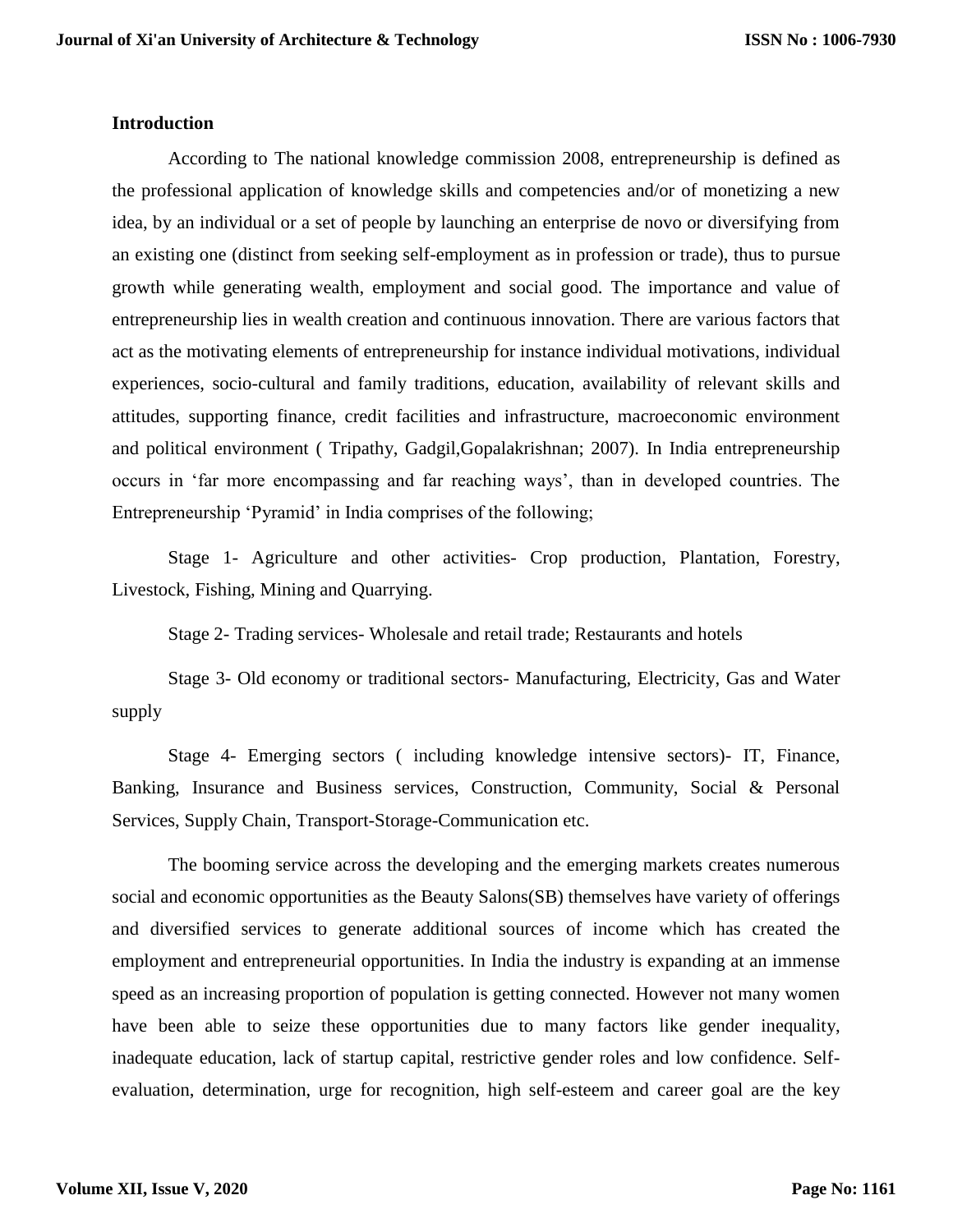## Introduction

According to The national knowledge commission 2008, entrepreneurship is defined as the professional application of knowledge skills and competencies and/or of monetizing a new idea, by an individual or a set of people by launching an enterprise de novo or diversifying from an existing one (distinct from seeking self-employment as in profession or trade), thus to pursue growth while generating wealth, employment and social good. The importance and value of entrepreneurship lies in wealth creation and continuous innovation. There are various factors that act as the motivating elements of entrepreneurship for instance individual motivations, individual experiences, socio-cultural and family traditions, education, availability of relevant skills and attitudes, supporting finance, credit facilities and infrastructure, macroeconomic environment and political environment ( Tripathy, Gadgil,Gopalakrishnan; 2007). In India entrepreneurship occurs in 'far more encompassing and far reaching ways', than in developed countries. The Entrepreneurship 'Pyramid' in India comprises of the following;

Stage 1- Agriculture and other activities- Crop production, Plantation, Forestry, Livestock, Fishing, Mining and Quarrying.

Stage 2- Trading services- Wholesale and retail trade; Restaurants and hotels

Stage 3- Old economy or traditional sectors- Manufacturing, Electricity, Gas and Water supply

Stage 4- Emerging sectors ( including knowledge intensive sectors)- IT, Finance, Banking, Insurance and Business services, Construction, Community, Social & Personal Services, Supply Chain, Transport-Storage-Communication etc.

The booming service across the developing and the emerging markets creates numerous social and economic opportunities as the Beauty Salons(SB) themselves have variety of offerings and diversified services to generate additional sources of income which has created the employment and entrepreneurial opportunities. In India the industry is expanding at an immense speed as an increasing proportion of population is getting connected. However not many women have been able to seize these opportunities due to many factors like gender inequality, inadequate education, lack of startup capital, restrictive gender roles and low confidence. Self-evaluation, determination, urge for recognition, high self-esteem and career goal are the key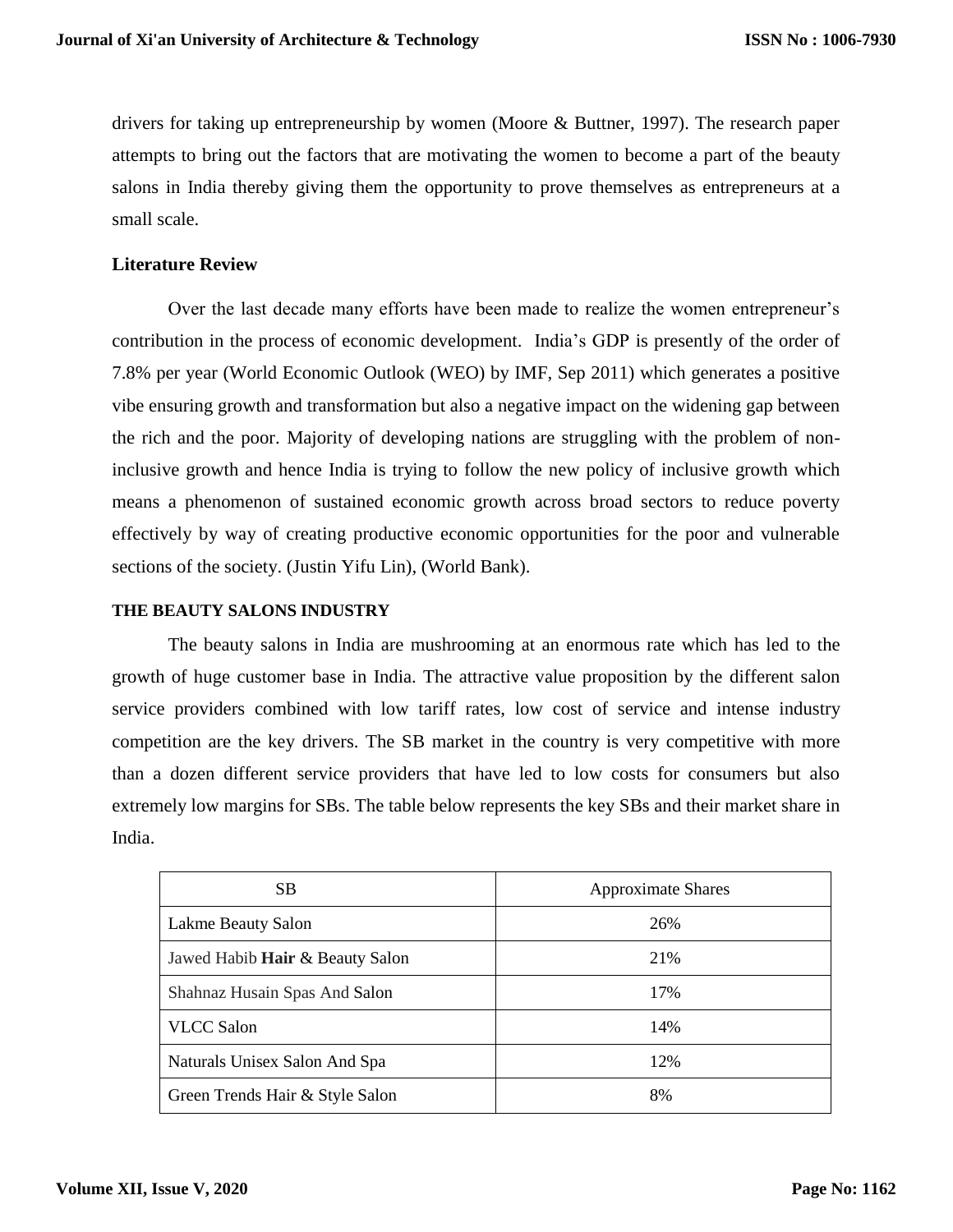drivers for taking up entrepreneurship by women (Moore & Buttner, 1997). The research paper attempts to bring out the factors that are motivating the women to become a part of the beauty salons in India thereby giving them the opportunity to prove themselves as entrepreneurs at a small scale.

## Literature Review

Over the last decade many efforts have been made to realize the women entrepreneur's contribution in the process of economic development. India's GDP is presently of the order of 7.8% per year (World Economic Outlook (WEO) by IMF, Sep 2011) which generates a positive vibe ensuring growth and transformation but also a negative impact on the widening gap between the rich and the poor. Majority of developing nations are struggling with the problem of non-inclusive growth and hence India is trying to follow the new policy of inclusive growth which means a phenomenon of sustained economic growth across broad sectors to reduce poverty effectively by way of creating productive economic opportunities for the poor and vulnerable sections of the society. (Justin Yifu Lin), (World Bank).

### THE BEAUTY SALONS INDUSTRY

The beauty salons in India are mushrooming at an enormous rate which has led to the growth of huge customer base in India. The attractive value proposition by the different salon service providers combined with low tariff rates, low cost of service and intense industry competition are the key drivers. The SB market in the country is very competitive with more than a dozen different service providers that have led to low costs for consumers but also extremely low margins for SBs. The table below represents the key SBs and their market share in India.

| SB | Approximate Shares |
|---|---|
| Lakme Beauty Salon | 26% |
| Jawed Habib **Hair** & Beauty Salon | 21% |
| Shahnaz Husain Spas And Salon | 17% |
| VLCC Salon | 14% |
| Naturals Unisex Salon And Spa | 12% |
| Green Trends Hair & Style Salon | 8% |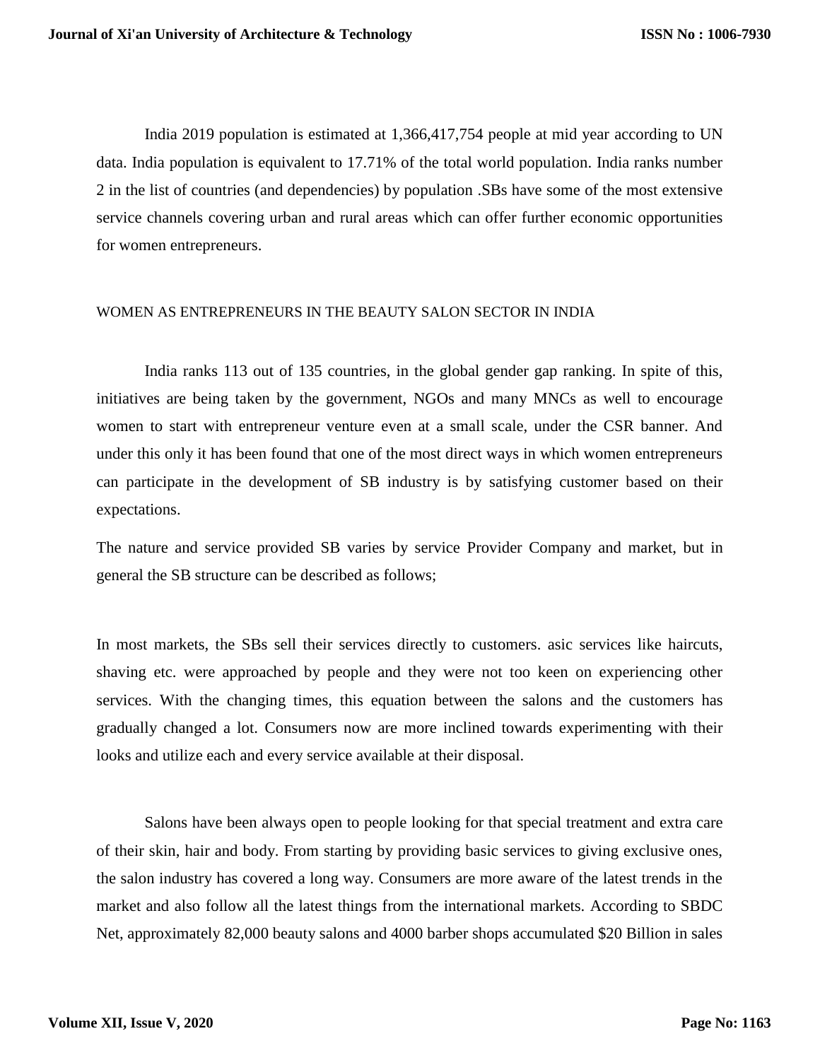India 2019 population is estimated at 1,366,417,754 people at mid year according to UN data. India population is equivalent to 17.71% of the total world population. India ranks number 2 in the list of countries (and dependencies) by population .SBs have some of the most extensive service channels covering urban and rural areas which can offer further economic opportunities for women entrepreneurs.

## WOMEN AS ENTREPRENEURS IN THE BEAUTY SALON SECTOR IN INDIA

India ranks 113 out of 135 countries, in the global gender gap ranking. In spite of this, initiatives are being taken by the government, NGOs and many MNCs as well to encourage women to start with entrepreneur venture even at a small scale, under the CSR banner. And under this only it has been found that one of the most direct ways in which women entrepreneurs can participate in the development of SB industry is by satisfying customer based on their expectations.

The nature and service provided SB varies by service Provider Company and market, but in general the SB structure can be described as follows;

In most markets, the SBs sell their services directly to customers. asic services like haircuts, shaving etc. were approached by people and they were not too keen on experiencing other services. With the changing times, this equation between the salons and the customers has gradually changed a lot. Consumers now are more inclined towards experimenting with their looks and utilize each and every service available at their disposal.

Salons have been always open to people looking for that special treatment and extra care of their skin, hair and body. From starting by providing basic services to giving exclusive ones, the salon industry has covered a long way. Consumers are more aware of the latest trends in the market and also follow all the latest things from the international markets. According to SBDC Net, approximately 82,000 beauty salons and 4000 barber shops accumulated $20 Billion in sales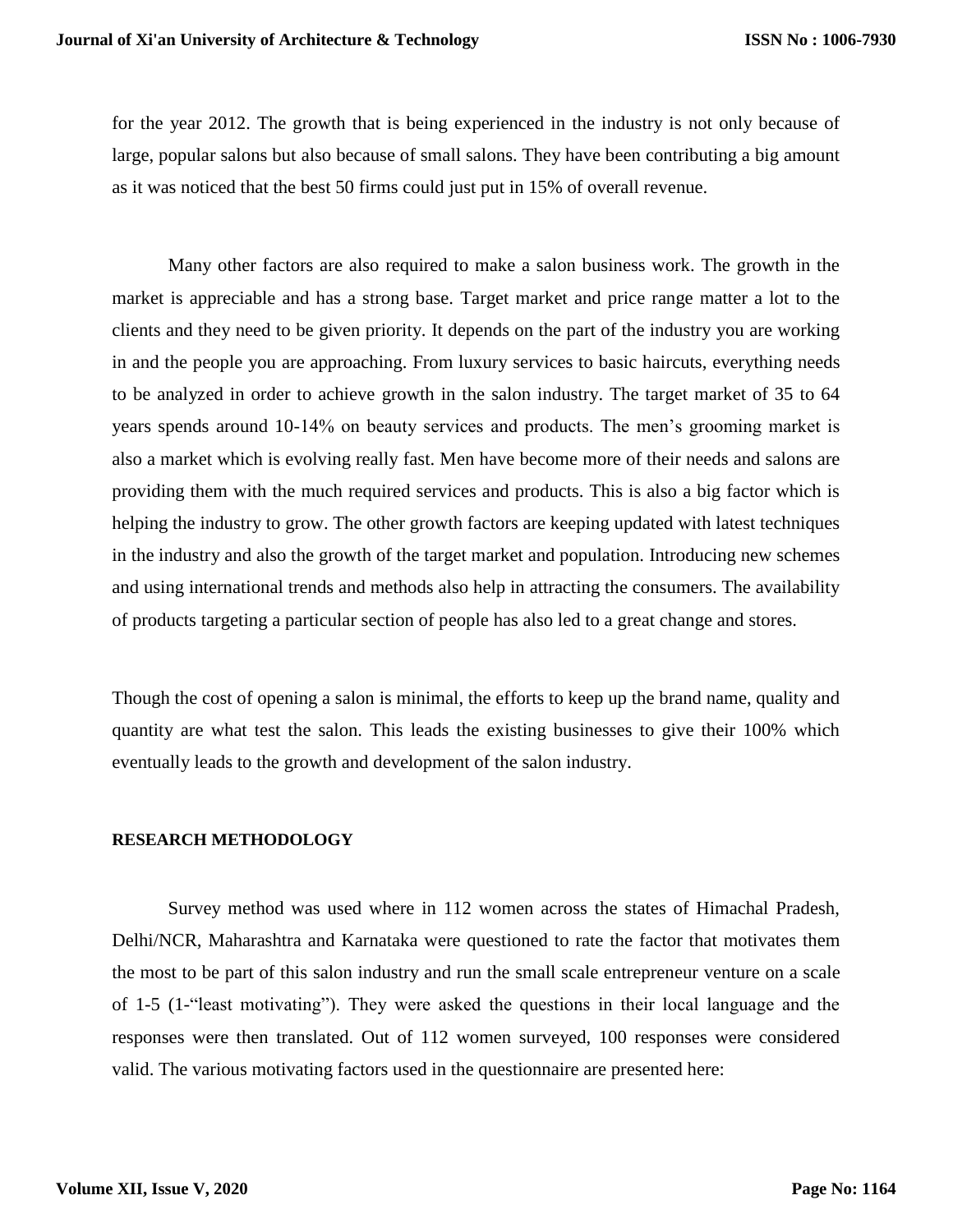for the year 2012. The growth that is being experienced in the industry is not only because of large, popular salons but also because of small salons. They have been contributing a big amount as it was noticed that the best 50 firms could just put in 15% of overall revenue.

Many other factors are also required to make a salon business work. The growth in the market is appreciable and has a strong base. Target market and price range matter a lot to the clients and they need to be given priority. It depends on the part of the industry you are working in and the people you are approaching. From luxury services to basic haircuts, everything needs to be analyzed in order to achieve growth in the salon industry. The target market of 35 to 64 years spends around 10-14% on beauty services and products. The men's grooming market is also a market which is evolving really fast. Men have become more of their needs and salons are providing them with the much required services and products. This is also a big factor which is helping the industry to grow. The other growth factors are keeping updated with latest techniques in the industry and also the growth of the target market and population. Introducing new schemes and using international trends and methods also help in attracting the consumers. The availability of products targeting a particular section of people has also led to a great change and stores.

Though the cost of opening a salon is minimal, the efforts to keep up the brand name, quality and quantity are what test the salon. This leads the existing businesses to give their 100% which eventually leads to the growth and development of the salon industry.

**RESEARCH METHODOLOGY**

Survey method was used where in 112 women across the states of Himachal Pradesh, Delhi/NCR, Maharashtra and Karnataka were questioned to rate the factor that motivates them the most to be part of this salon industry and run the small scale entrepreneur venture on a scale of 1-5 (1-"least motivating"). They were asked the questions in their local language and the responses were then translated. Out of 112 women surveyed, 100 responses were considered valid. The various motivating factors used in the questionnaire are presented here: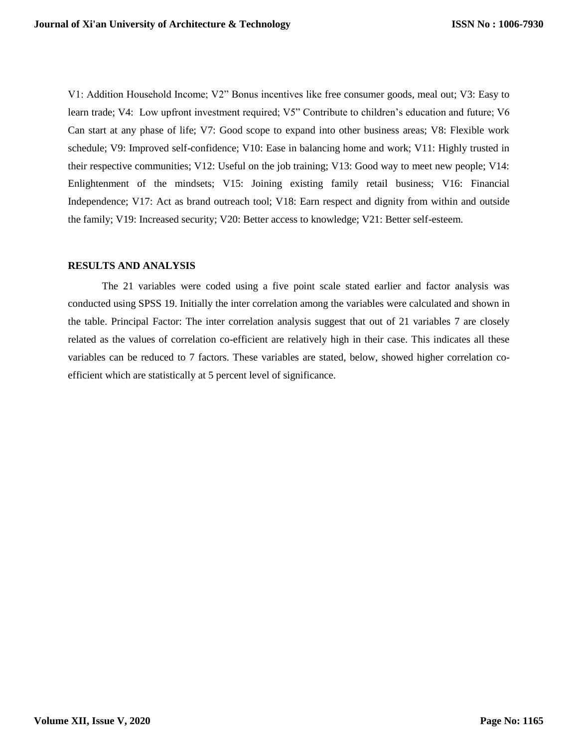V1: Addition Household Income; V2" Bonus incentives like free consumer goods, meal out; V3: Easy to learn trade; V4: Low upfront investment required; V5" Contribute to children's education and future; V6 Can start at any phase of life; V7: Good scope to expand into other business areas; V8: Flexible work schedule; V9: Improved self-confidence; V10: Ease in balancing home and work; V11: Highly trusted in their respective communities; V12: Useful on the job training; V13: Good way to meet new people; V14: Enlightenment of the mindsets; V15: Joining existing family retail business; V16: Financial Independence; V17: Act as brand outreach tool; V18: Earn respect and dignity from within and outside the family; V19: Increased security; V20: Better access to knowledge; V21: Better self-esteem.

**RESULTS AND ANALYSIS**

The 21 variables were coded using a five point scale stated earlier and factor analysis was conducted using SPSS 19. Initially the inter correlation among the variables were calculated and shown in the table. Principal Factor: The inter correlation analysis suggest that out of 21 variables 7 are closely related as the values of correlation co-efficient are relatively high in their case. This indicates all these variables can be reduced to 7 factors. These variables are stated, below, showed higher correlation co-efficient which are statistically at 5 percent level of significance.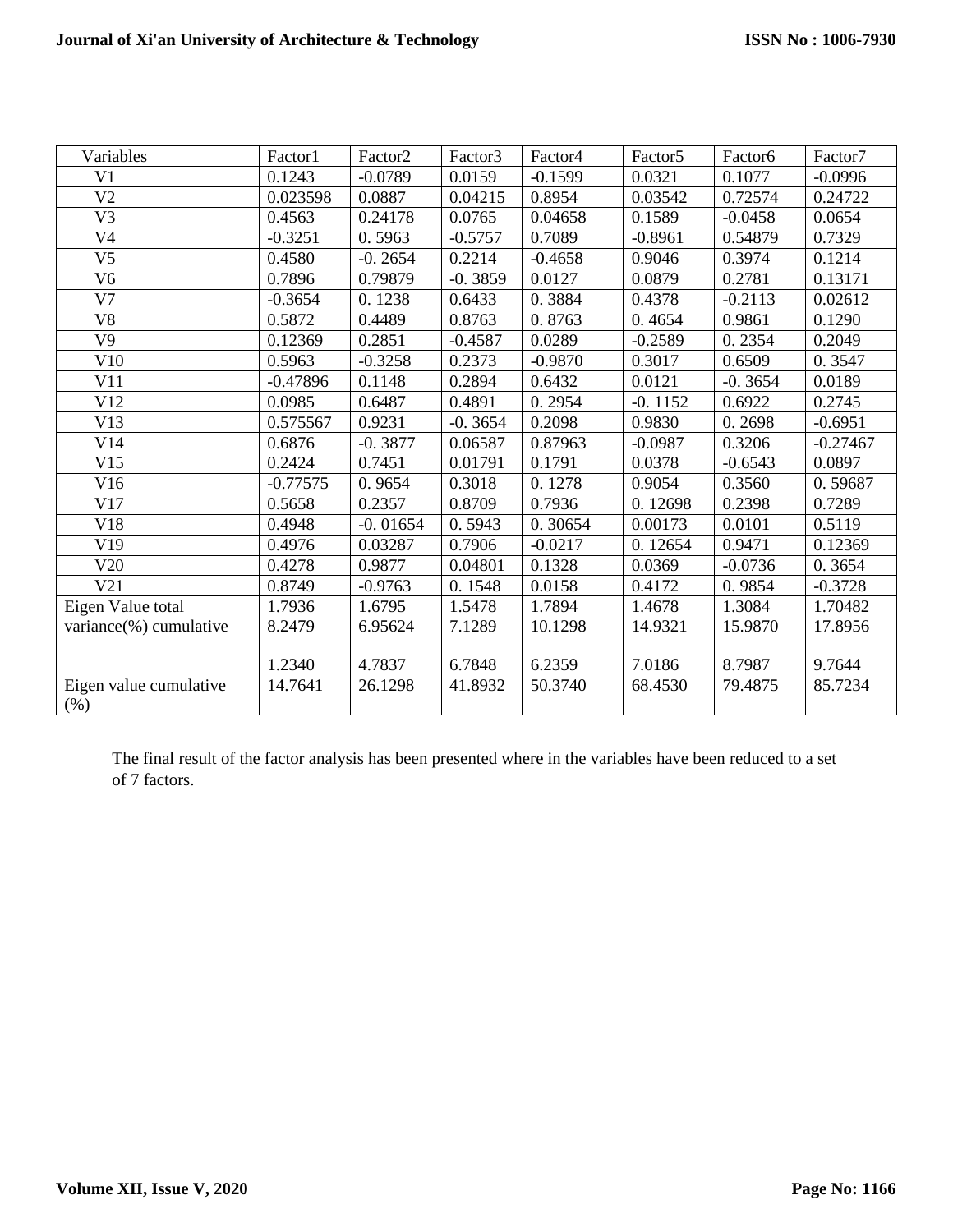| Variables | Factor1 | Factor2 | Factor3 | Factor4 | Factor5 | Factor6 | Factor7 |
|---|---|---|---|---|---|---|---|
| V1 | 0.1243 | -0.0789 | 0.0159 | -0.1599 | 0.0321 | 0.1077 | -0.0996 |
| V2 | 0.023598 | 0.0887 | 0.04215 | 0.8954 | 0.03542 | 0.72574 | 0.24722 |
| V3 | 0.4563 | 0.24178 | 0.0765 | 0.04658 | 0.1589 | -0.0458 | 0.0654 |
| V4 | -0.3251 | 0. 5963 | -0.5757 | 0.7089 | -0.8961 | 0.54879 | 0.7329 |
| V5 | 0.4580 | -0. 2654 | 0.2214 | -0.4658 | 0.9046 | 0.3974 | 0.1214 |
| V6 | 0.7896 | 0.79879 | -0. 3859 | 0.0127 | 0.0879 | 0.2781 | 0.13171 |
| V7 | -0.3654 | 0. 1238 | 0.6433 | 0. 3884 | 0.4378 | -0.2113 | 0.02612 |
| V8 | 0.5872 | 0.4489 | 0.8763 | 0. 8763 | 0. 4654 | 0.9861 | 0.1290 |
| V9 | 0.12369 | 0.2851 | -0.4587 | 0.0289 | -0.2589 | 0. 2354 | 0.2049 |
| V10 | 0.5963 | -0.3258 | 0.2373 | -0.9870 | 0.3017 | 0.6509 | 0. 3547 |
| V11 | -0.47896 | 0.1148 | 0.2894 | 0.6432 | 0.0121 | -0. 3654 | 0.0189 |
| V12 | 0.0985 | 0.6487 | 0.4891 | 0. 2954 | -0. 1152 | 0.6922 | 0.2745 |
| V13 | 0.575567 | 0.9231 | -0. 3654 | 0.2098 | 0.9830 | 0. 2698 | -0.6951 |
| V14 | 0.6876 | -0. 3877 | 0.06587 | 0.87963 | -0.0987 | 0.3206 | -0.27467 |
| V15 | 0.2424 | 0.7451 | 0.01791 | 0.1791 | 0.0378 | -0.6543 | 0.0897 |
| V16 | -0.77575 | 0. 9654 | 0.3018 | 0. 1278 | 0.9054 | 0.3560 | 0. 59687 |
| V17 | 0.5658 | 0.2357 | 0.8709 | 0.7936 | 0. 12698 | 0.2398 | 0.7289 |
| V18 | 0.4948 | -0. 01654 | 0. 5943 | 0. 30654 | 0.00173 | 0.0101 | 0.5119 |
| V19 | 0.4976 | 0.03287 | 0.7906 | -0.0217 | 0. 12654 | 0.9471 | 0.12369 |
| V20 | 0.4278 | 0.9877 | 0.04801 | 0.1328 | 0.0369 | -0.0736 | 0. 3654 |
| V21 | 0.8749 | -0.9763 | 0. 1548 | 0.0158 | 0.4172 | 0. 9854 | -0.3728 |
| Eigen Value total<br>variance(%) cumulative | 1.7936<br>8.2479<br>1.2340 | 1.6795<br>6.95624<br>4.7837 | 1.5478<br>7.1289<br>6.7848 | 1.7894<br>10.1298<br>6.2359 | 1.4678<br>14.9321<br>7.0186 | 1.3084<br>15.9870<br>8.7987 | 1.70482<br>17.8956<br>9.7644 |
| Eigen value cumulative (%) | 14.7641 | 26.1298 | 41.8932 | 50.3740 | 68.4530 | 79.4875 | 85.7234 |

The final result of the factor analysis has been presented where in the variables have been reduced to a set of 7 factors.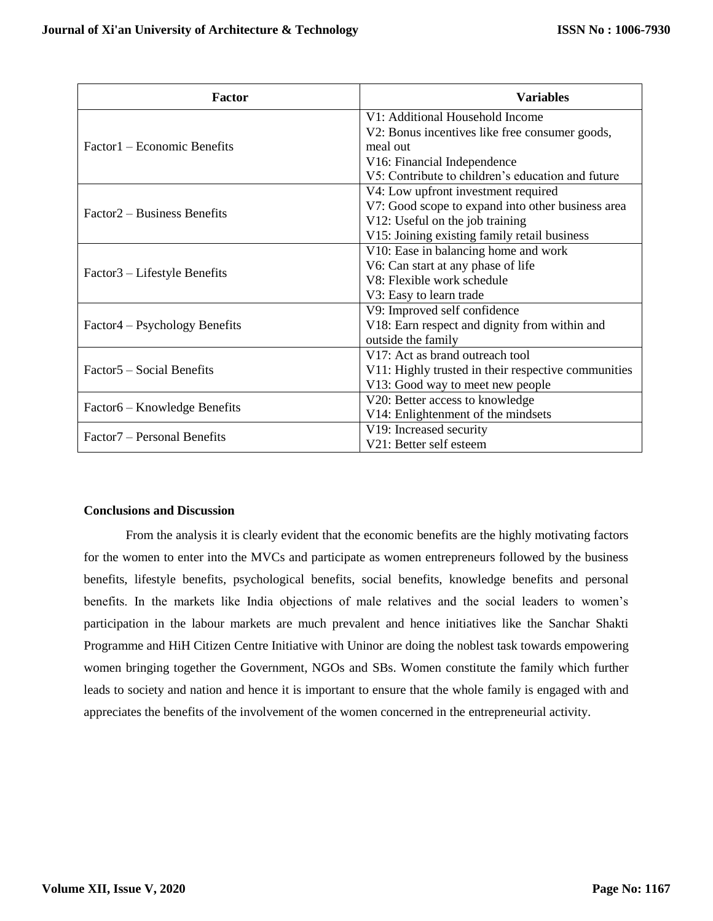| Factor | Variables |
|---|---|
| Factor1 – Economic Benefits | V1: Additional Household Income<br>V2: Bonus incentives like free consumer goods, meal out<br>V16: Financial Independence<br>V5: Contribute to children's education and future |
| Factor2 – Business Benefits | V4: Low upfront investment required<br>V7: Good scope to expand into other business area<br>V12: Useful on the job training<br>V15: Joining existing family retail business |
| Factor3 – Lifestyle Benefits | V10: Ease in balancing home and work<br>V6: Can start at any phase of life<br>V8: Flexible work schedule<br>V3: Easy to learn trade |
| Factor4 – Psychology Benefits | V9: Improved self confidence<br>V18: Earn respect and dignity from within and outside the family |
| Factor5 – Social Benefits | V17: Act as brand outreach tool<br>V11: Highly trusted in their respective communities<br>V13: Good way to meet new people |
| Factor6 – Knowledge Benefits | V20: Better access to knowledge<br>V14: Enlightenment of the mindsets |
| Factor7 – Personal Benefits | V19: Increased security<br>V21: Better self esteem |

**Conclusions and Discussion**

From the analysis it is clearly evident that the economic benefits are the highly motivating factors for the women to enter into the MVCs and participate as women entrepreneurs followed by the business benefits, lifestyle benefits, psychological benefits, social benefits, knowledge benefits and personal benefits. In the markets like India objections of male relatives and the social leaders to women's participation in the labour markets are much prevalent and hence initiatives like the Sanchar Shakti Programme and HiH Citizen Centre Initiative with Uninor are doing the noblest task towards empowering women bringing together the Government, NGOs and SBs. Women constitute the family which further leads to society and nation and hence it is important to ensure that the whole family is engaged with and appreciates the benefits of the involvement of the women concerned in the entrepreneurial activity.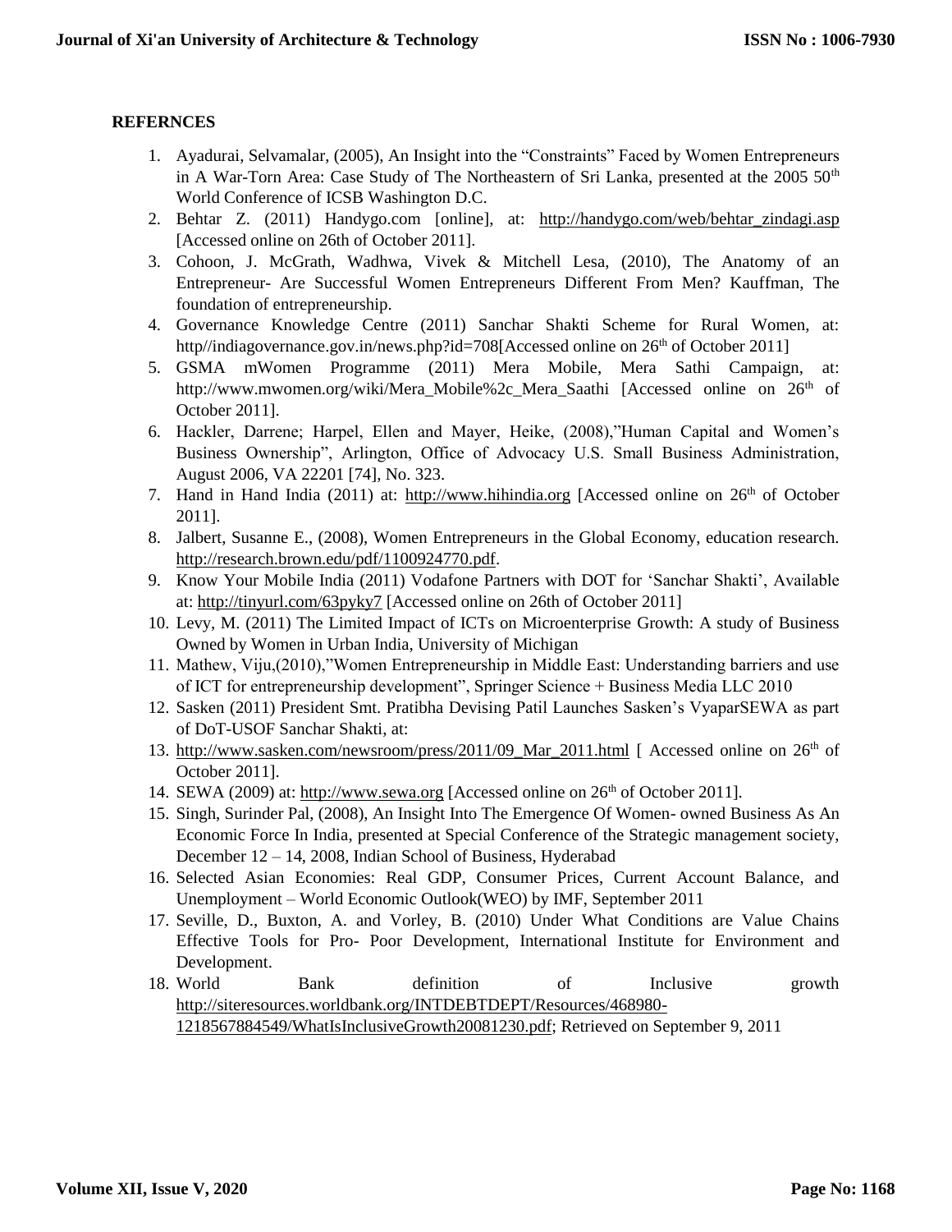## REFERNCES

1. Ayadurai, Selvamalar, (2005), An Insight into the "Constraints" Faced by Women Entrepreneurs in A War-Torn Area: Case Study of The Northeastern of Sri Lanka, presented at the 2005 50th World Conference of ICSB Washington D.C.
2. Behtar Z. (2011) Handygo.com [online], at: http://handygo.com/web/behtar_zindagi.asp [Accessed online on 26th of October 2011].
3. Cohoon, J. McGrath, Wadhwa, Vivek & Mitchell Lesa, (2010), The Anatomy of an Entrepreneur- Are Successful Women Entrepreneurs Different From Men? Kauffman, The foundation of entrepreneurship.
4. Governance Knowledge Centre (2011) Sanchar Shakti Scheme for Rural Women, at: http//indiagovernance.gov.in/news.php?id=708[Accessed online on 26th of October 2011]
5. GSMA mWomen Programme (2011) Mera Mobile, Mera Sathi Campaign, at: http://www.mwomen.org/wiki/Mera_Mobile%2c_Mera_Saathi [Accessed online on 26th of October 2011].
6. Hackler, Darrene; Harpel, Ellen and Mayer, Heike, (2008),"Human Capital and Women's Business Ownership", Arlington, Office of Advocacy U.S. Small Business Administration, August 2006, VA 22201 [74], No. 323.
7. Hand in Hand India (2011) at: http://www.hihindia.org [Accessed online on 26th of October 2011].
8. Jalbert, Susanne E., (2008), Women Entrepreneurs in the Global Economy, education research. http://research.brown.edu/pdf/1100924770.pdf.
9. Know Your Mobile India (2011) Vodafone Partners with DOT for 'Sanchar Shakti', Available at: http://tinyurl.com/63pyky7 [Accessed online on 26th of October 2011]
10. Levy, M. (2011) The Limited Impact of ICTs on Microenterprise Growth: A study of Business Owned by Women in Urban India, University of Michigan
11. Mathew, Viju,(2010),"Women Entrepreneurship in Middle East: Understanding barriers and use of ICT for entrepreneurship development", Springer Science + Business Media LLC 2010
12. Sasken (2011) President Smt. Pratibha Devising Patil Launches Sasken's VyaparSEWA as part of DoT-USOF Sanchar Shakti, at:
13. http://www.sasken.com/newsroom/press/2011/09_Mar_2011.html [ Accessed online on 26th of October 2011].
14. SEWA (2009) at: http://www.sewa.org [Accessed online on 26th of October 2011].
15. Singh, Surinder Pal, (2008), An Insight Into The Emergence Of Women- owned Business As An Economic Force In India, presented at Special Conference of the Strategic management society, December 12 – 14, 2008, Indian School of Business, Hyderabad
16. Selected Asian Economies: Real GDP, Consumer Prices, Current Account Balance, and Unemployment – World Economic Outlook(WEO) by IMF, September 2011
17. Seville, D., Buxton, A. and Vorley, B. (2010) Under What Conditions are Value Chains Effective Tools for Pro- Poor Development, International Institute for Environment and Development.
18. World Bank definition of Inclusive growth http://siteresources.worldbank.org/INTDEBTDEPT/Resources/468980-1218567884549/WhatIsInclusiveGrowth20081230.pdf; Retrieved on September 9, 2011